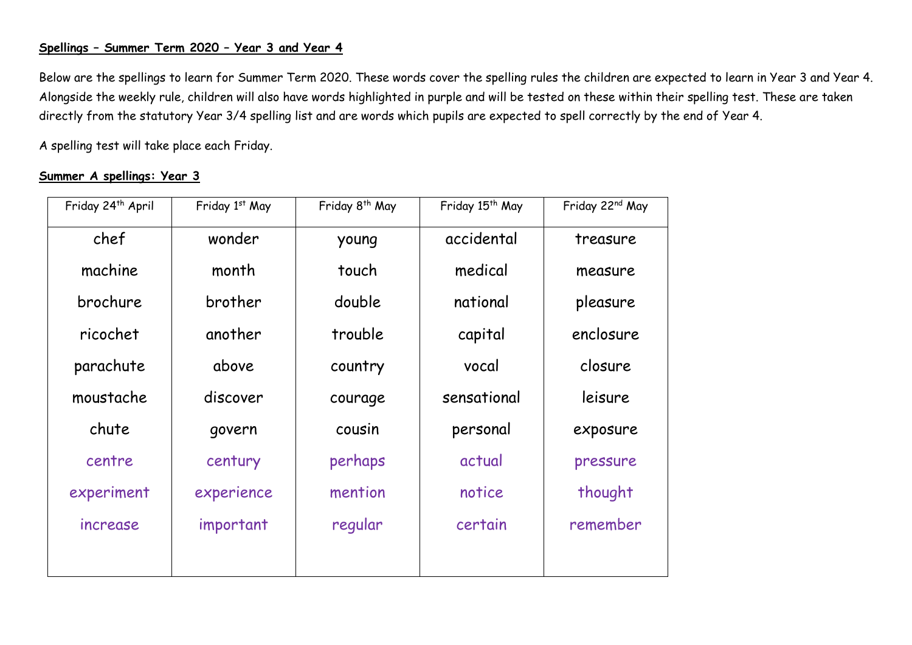**Spellings – Summer Term 2020 – Year 3 and Year 4**

Below are the spellings to learn for Summer Term 2020. These words cover the spelling rules the children are expected to learn in Year 3 and Year 4. Alongside the weekly rule, children will also have words highlighted in purple and will be tested on these within their spelling test. These are taken directly from the statutory Year 3/4 spelling list and are words which pupils are expected to spell correctly by the end of Year 4.

A spelling test will take place each Friday.

**Summer A spellings: Year 3**

| Friday 24th April | Friday 1st May | Friday 8th May | Friday 15th May | Friday 22nd May |
| --- | --- | --- | --- | --- |
| chef | wonder | young | accidental | treasure |
| machine | month | touch | medical | measure |
| brochure | brother | double | national | pleasure |
| ricochet | another | trouble | capital | enclosure |
| parachute | above | country | vocal | closure |
| moustache | discover | courage | sensational | leisure |
| chute | govern | cousin | personal | exposure |
| centre | century | perhaps | actual | pressure |
| experiment | experience | mention | notice | thought |
| increase | important | regular | certain | remember |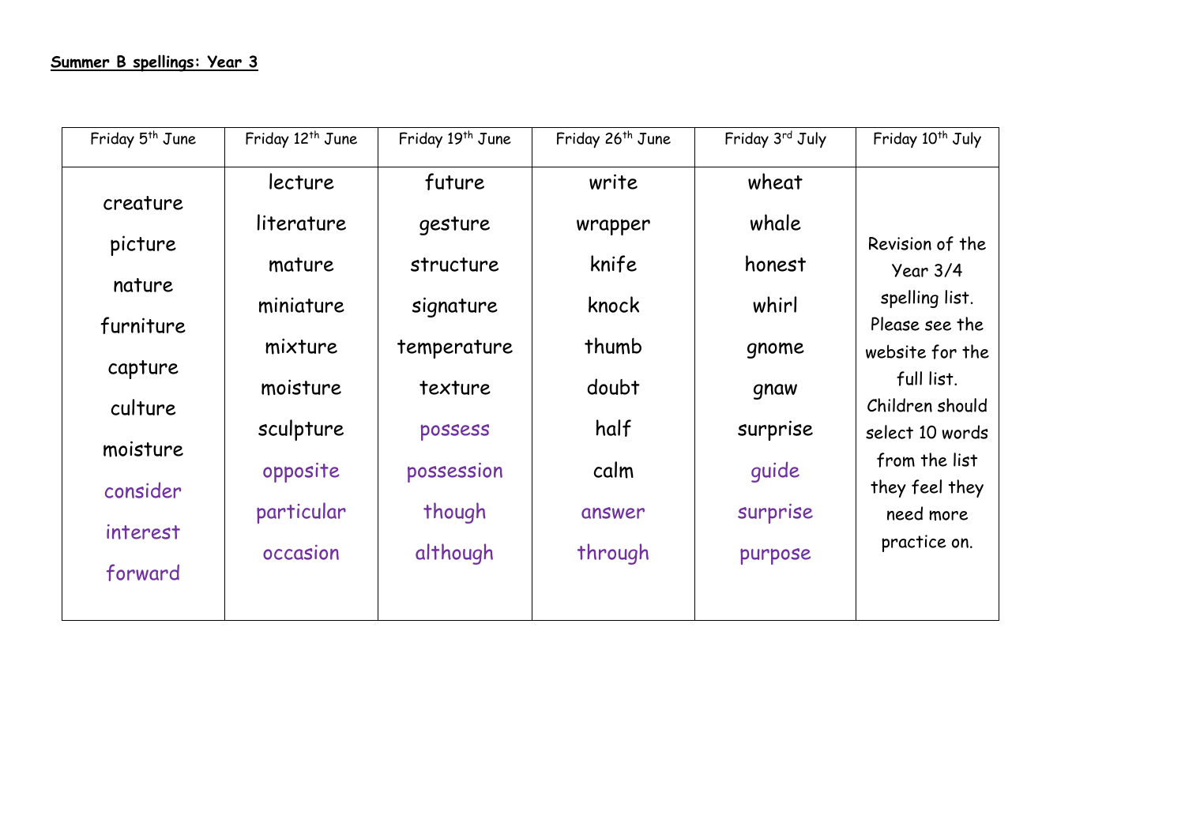**Summer B spellings: Year 3**

| Friday 5th June | Friday 12th June | Friday 19th June | Friday 26th June | Friday 3rd July | Friday 10th July |
|---|---|---|---|---|---|
| creature | lecture | future | write | wheat | Revision of the Year 3/4 spelling list. Please see the website for the full list. Children should select 10 words from the list they feel they need more practice on. |
| picture | literature | gesture | wrapper | whale | |
| nature | mature | structure | knife | honest | |
| furniture | miniature | signature | knock | whirl | |
| capture | mixture | temperature | thumb | gnome | |
| culture | moisture | texture | doubt | gnaw | |
| moisture | sculpture | possess | half | surprise | |
| consider | opposite | possession | calm | guide | |
| interest | particular | though | answer | surprise | |
| forward | occasion | although | through | purpose | |